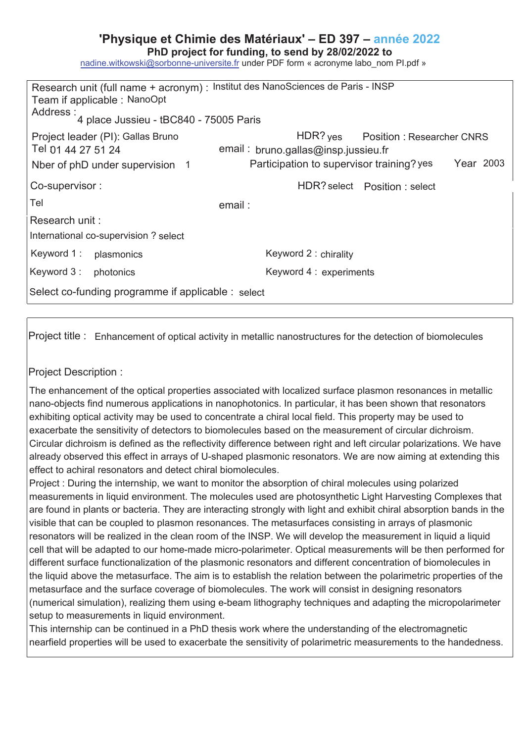# 'Physique et Chimie des Matériaux' – ED 397 – année 2022

**PhD project for funding, to send by 28/02/2022 to**

nadine.witkowski@sorbonne-universite.fr under PDF form « acronyme labo_nom PI.pdf »

Research unit (full name + acronym) : Institut des NanoSciences de Paris - INSP
Team if applicable : NanoOpt
Address : 4 place Jussieu - tBC840 - 75005 Paris

Project leader (PI): Gallas Bruno HDR? yes Position : Researcher CNRS
Tel 01 44 27 51 24 email : bruno.gallas@insp.jussieu.fr
Nber of phD under supervision 1 Participation to supervisor training? yes Year 2003

Co-supervisor : HDR? select Position : select
Tel email :
Research unit :
International co-supervision ? select

Keyword 1 : plasmonics Keyword 2 : chirality
Keyword 3 : photonics Keyword 4 : experiments

Select co-funding programme if applicable : select

Project title : Enhancement of optical activity in metallic nanostructures for the detection of biomolecules

Project Description :

The enhancement of the optical properties associated with localized surface plasmon resonances in metallic nano-objects find numerous applications in nanophotonics. In particular, it has been shown that resonators exhibiting optical activity may be used to concentrate a chiral local field. This property may be used to exacerbate the sensitivity of detectors to biomolecules based on the measurement of circular dichroism. Circular dichroism is defined as the reflectivity difference between right and left circular polarizations. We have already observed this effect in arrays of U-shaped plasmonic resonators. We are now aiming at extending this effect to achiral resonators and detect chiral biomolecules.

Project : During the internship, we want to monitor the absorption of chiral molecules using polarized measurements in liquid environment. The molecules used are photosynthetic Light Harvesting Complexes that are found in plants or bacteria. They are interacting strongly with light and exhibit chiral absorption bands in the visible that can be coupled to plasmon resonances. The metasurfaces consisting in arrays of plasmonic resonators will be realized in the clean room of the INSP. We will develop the measurement in liquid a liquid cell that will be adapted to our home-made micro-polarimeter. Optical measurements will be then performed for different surface functionalization of the plasmonic resonators and different concentration of biomolecules in the liquid above the metasurface. The aim is to establish the relation between the polarimetric properties of the metasurface and the surface coverage of biomolecules. The work will consist in designing resonators (numerical simulation), realizing them using e-beam lithography techniques and adapting the micropolarimeter setup to measurements in liquid environment.

This internship can be continued in a PhD thesis work where the understanding of the electromagnetic nearfield properties will be used to exacerbate the sensitivity of polarimetric measurements to the handedness.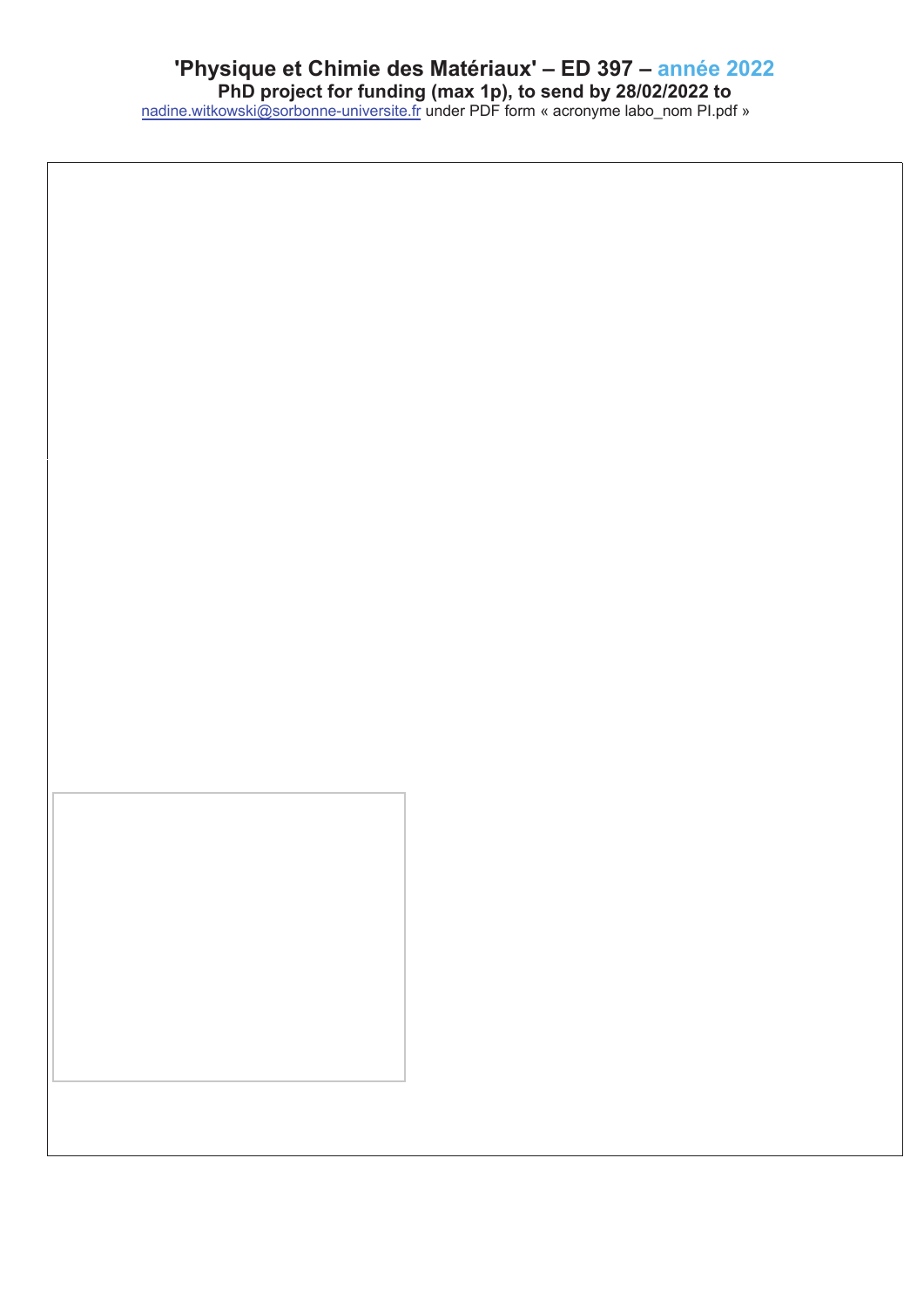# 'Physique et Chimie des Matériaux' – ED 397 – année 2022

**PhD project for funding (max 1p), to send by 28/02/2022 to**

nadine.witkowski@sorbonne-universite.fr under PDF form « acronyme labo_nom PI.pdf »